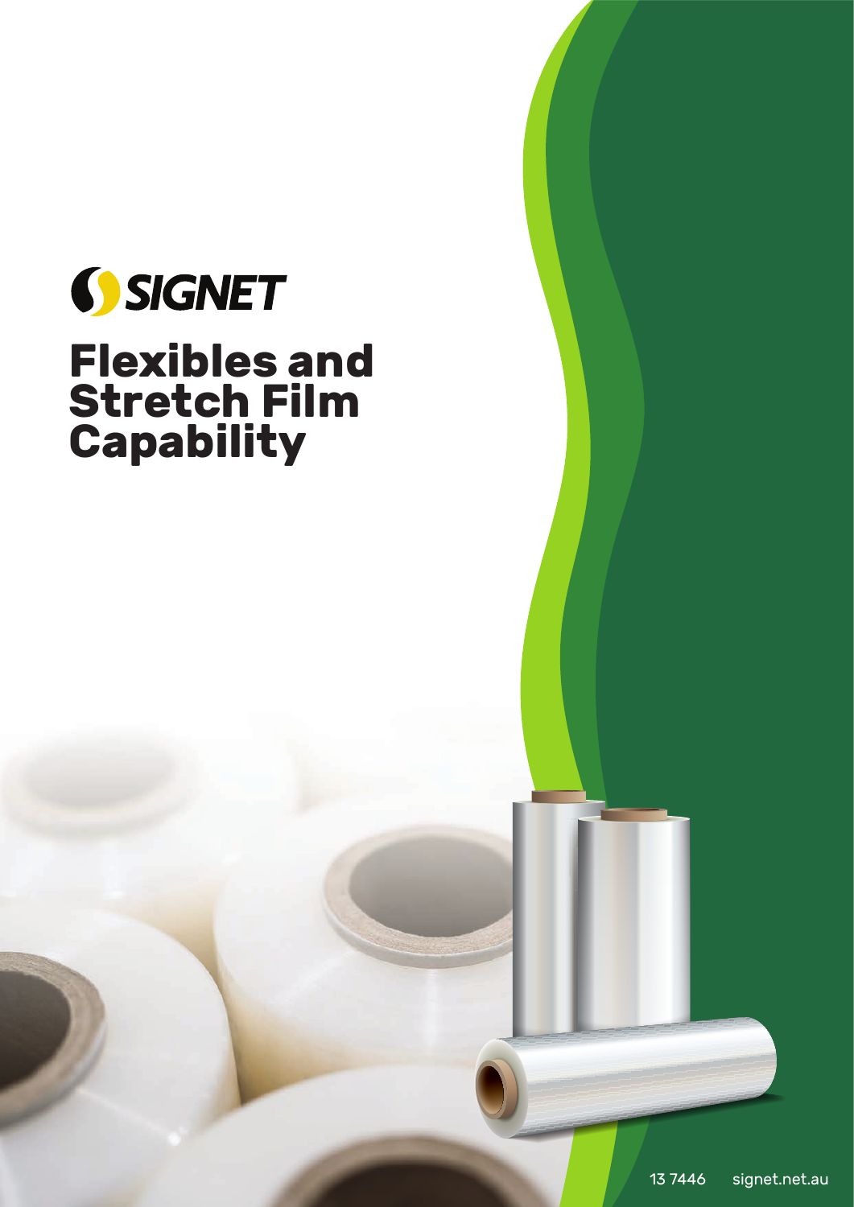SIGNET

# Flexibles and Stretch Film Capability

13 7446 signet.net.au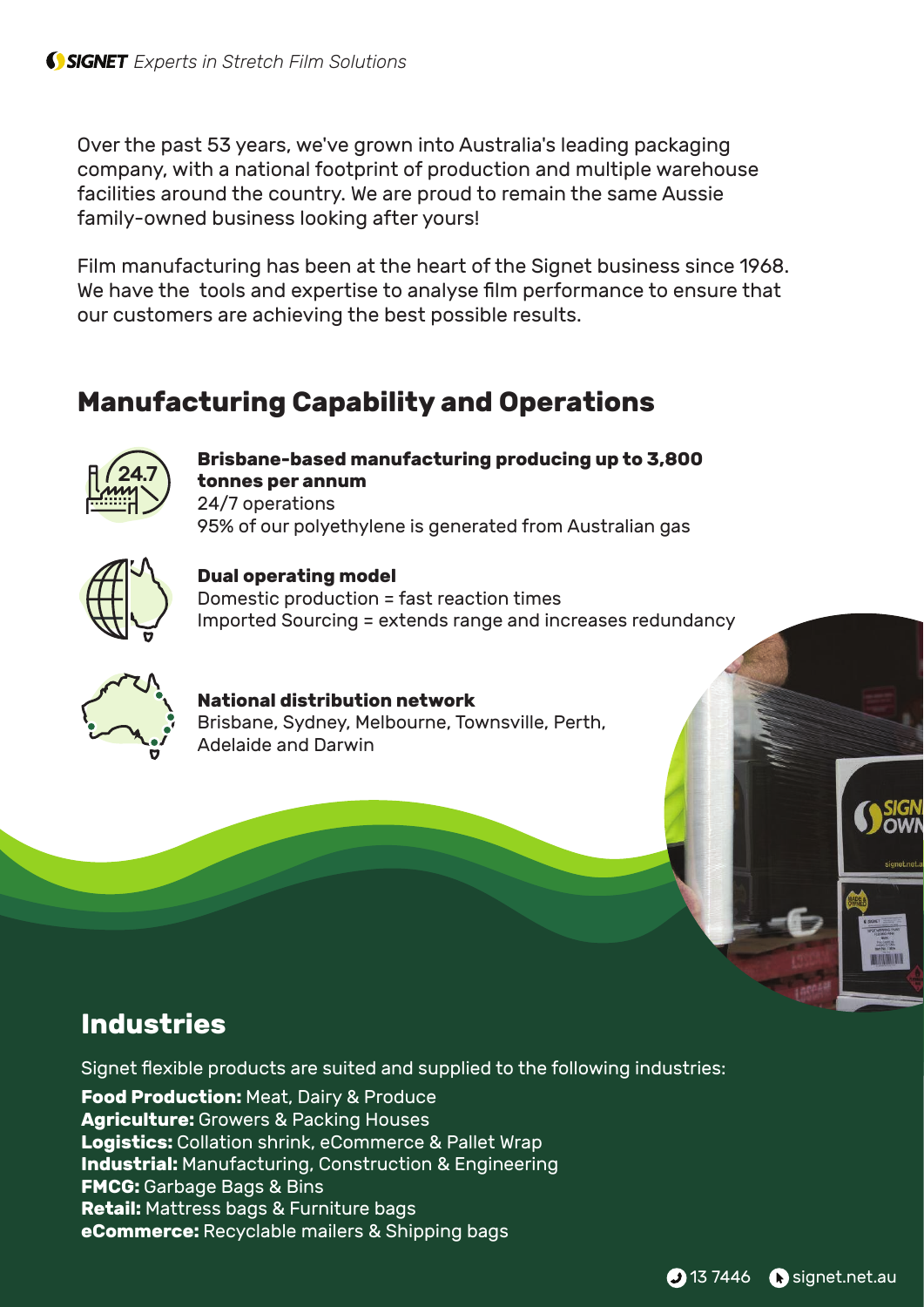Over the past 53 years, we've grown into Australia's leading packaging company, with a national footprint of production and multiple warehouse facilities around the country. We are proud to remain the same Aussie family-owned business looking after yours!

Film manufacturing has been at the heart of the Signet business since 1968. We have the tools and expertise to analyse film performance to ensure that our customers are achieving the best possible results.

## Manufacturing Capability and Operations

**Brisbane-based manufacturing producing up to 3,800 tonnes per annum**
24/7 operations
95% of our polyethylene is generated from Australian gas

**Dual operating model**
Domestic production = fast reaction times
Imported Sourcing = extends range and increases redundancy

**National distribution network**
Brisbane, Sydney, Melbourne, Townsville, Perth, Adelaide and Darwin

## Industries

Signet flexible products are suited and supplied to the following industries:

**Food Production:** Meat, Dairy & Produce
**Agriculture:** Growers & Packing Houses
**Logistics:** Collation shrink, eCommerce & Pallet Wrap
**Industrial:** Manufacturing, Construction & Engineering
**FMCG:** Garbage Bags & Bins
**Retail:** Mattress bags & Furniture bags
**eCommerce:** Recyclable mailers & Shipping bags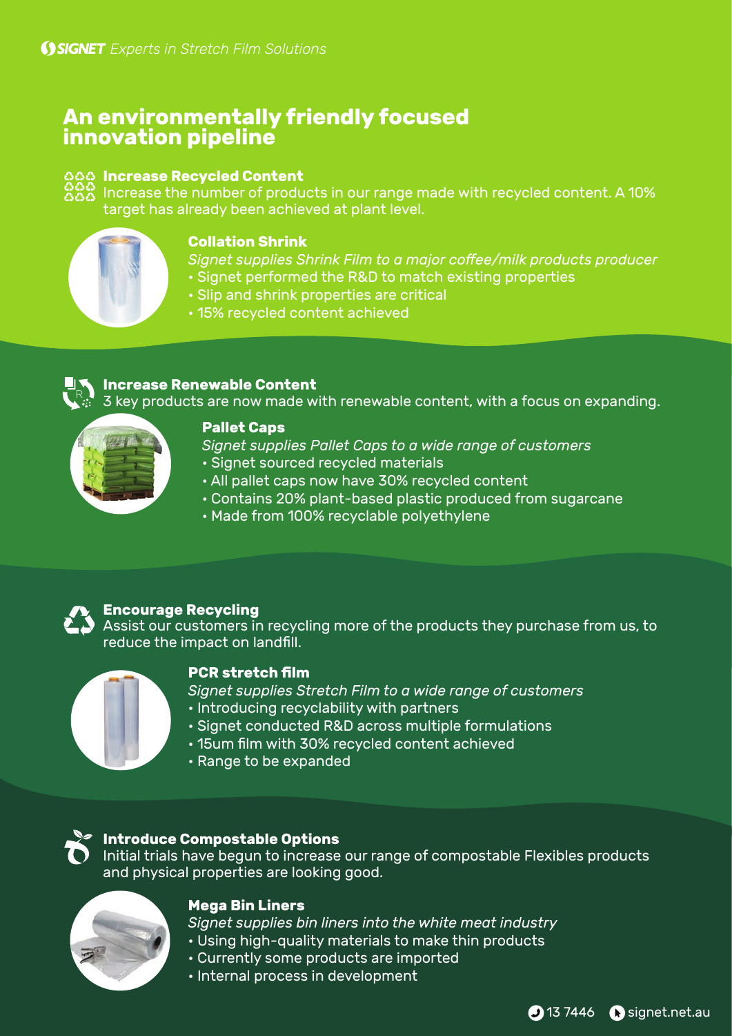SIGNET *Experts in Stretch Film Solutions*

# An environmentally friendly focused innovation pipeline

### Increase Recycled Content

Increase the number of products in our range made with recycled content. A 10% target has already been achieved at plant level.

#### Collation Shrink

*Signet supplies Shrink Film to a major coffee/milk products producer*

- Signet performed the R&D to match existing properties
- Slip and shrink properties are critical
- 15% recycled content achieved

### Increase Renewable Content

3 key products are now made with renewable content, with a focus on expanding.

#### Pallet Caps

*Signet supplies Pallet Caps to a wide range of customers*

- Signet sourced recycled materials
- All pallet caps now have 30% recycled content
- Contains 20% plant-based plastic produced from sugarcane
- Made from 100% recyclable polyethylene

### Encourage Recycling

Assist our customers in recycling more of the products they purchase from us, to reduce the impact on landfill.

#### PCR stretch film

*Signet supplies Stretch Film to a wide range of customers*

- Introducing recyclability with partners
- Signet conducted R&D across multiple formulations
- 15um film with 30% recycled content achieved
- Range to be expanded

### Introduce Compostable Options

Initial trials have begun to increase our range of compostable Flexibles products and physical properties are looking good.

#### Mega Bin Liners

*Signet supplies bin liners into the white meat industry*

- Using high-quality materials to make thin products
- Currently some products are imported
- Internal process in development

13 7446 signet.net.au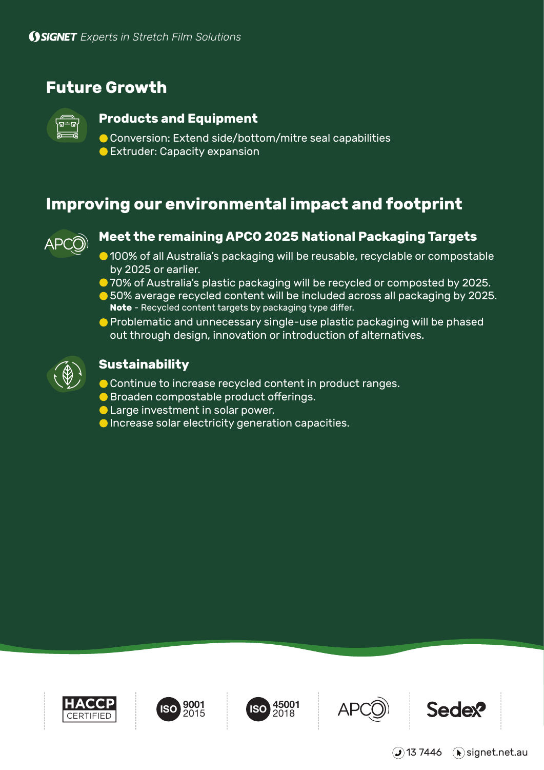## Future Growth

### Products and Equipment

- Conversion: Extend side/bottom/mitre seal capabilities
- Extruder: Capacity expansion

## Improving our environmental impact and footprint

### Meet the remaining APCO 2025 National Packaging Targets

- 100% of all Australia's packaging will be reusable, recyclable or compostable by 2025 or earlier.
- 70% of Australia's plastic packaging will be recycled or composted by 2025.
- 50% average recycled content will be included across all packaging by 2025.
  **Note** - Recycled content targets by packaging type differ.
- Problematic and unnecessary single-use plastic packaging will be phased out through design, innovation or introduction of alternatives.

### Sustainability

- Continue to increase recycled content in product ranges.
- Broaden compostable product offerings.
- Large investment in solar power.
- Increase solar electricity generation capacities.

HACCP CERTIFIED | ISO 9001 2015 | ISO 45001 2018 | APCO | Sedex

13 7446 | signet.net.au